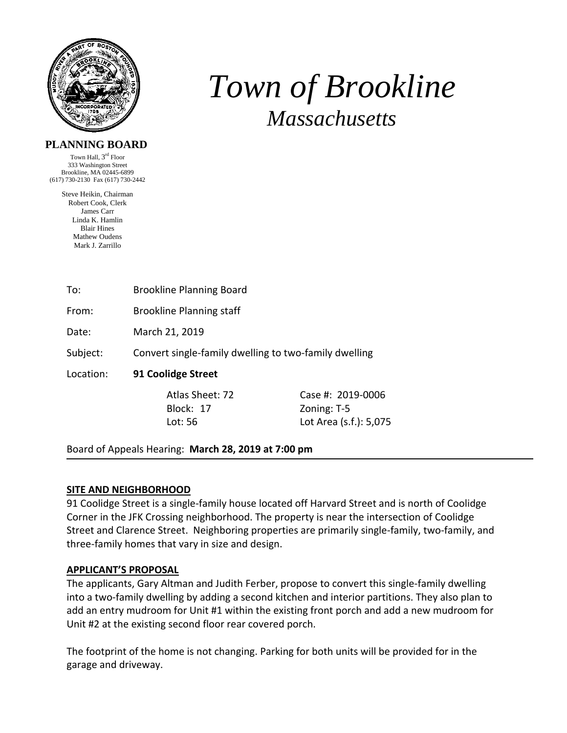# *Town of Brookline*

## *Massachusetts*

**PLANNING BOARD**

Town Hall, 3rd Floor
333 Washington Street
Brookline, MA 02445-6899
(617) 730-2130 Fax (617) 730-2442

Steve Heikin, Chairman
Robert Cook, Clerk
James Carr
Linda K. Hamlin
Blair Hines
Mathew Oudens
Mark J. Zarrillo

To: Brookline Planning Board

From: Brookline Planning staff

Date: March 21, 2019

Subject: Convert single-family dwelling to two-family dwelling

Location: **91 Coolidge Street**

| | |
|---|---|
| Atlas Sheet: 72 | Case #: 2019-0006 |
| Block: 17 | Zoning: T-5 |
| Lot: 56 | Lot Area (s.f.): 5,075 |

Board of Appeals Hearing: **March 28, 2019 at 7:00 pm**

---

**SITE AND NEIGHBORHOOD**

91 Coolidge Street is a single-family house located off Harvard Street and is north of Coolidge Corner in the JFK Crossing neighborhood. The property is near the intersection of Coolidge Street and Clarence Street. Neighboring properties are primarily single-family, two-family, and three-family homes that vary in size and design.

**APPLICANT'S PROPOSAL**

The applicants, Gary Altman and Judith Ferber, propose to convert this single-family dwelling into a two-family dwelling by adding a second kitchen and interior partitions. They also plan to add an entry mudroom for Unit #1 within the existing front porch and add a new mudroom for Unit #2 at the existing second floor rear covered porch.

The footprint of the home is not changing. Parking for both units will be provided for in the garage and driveway.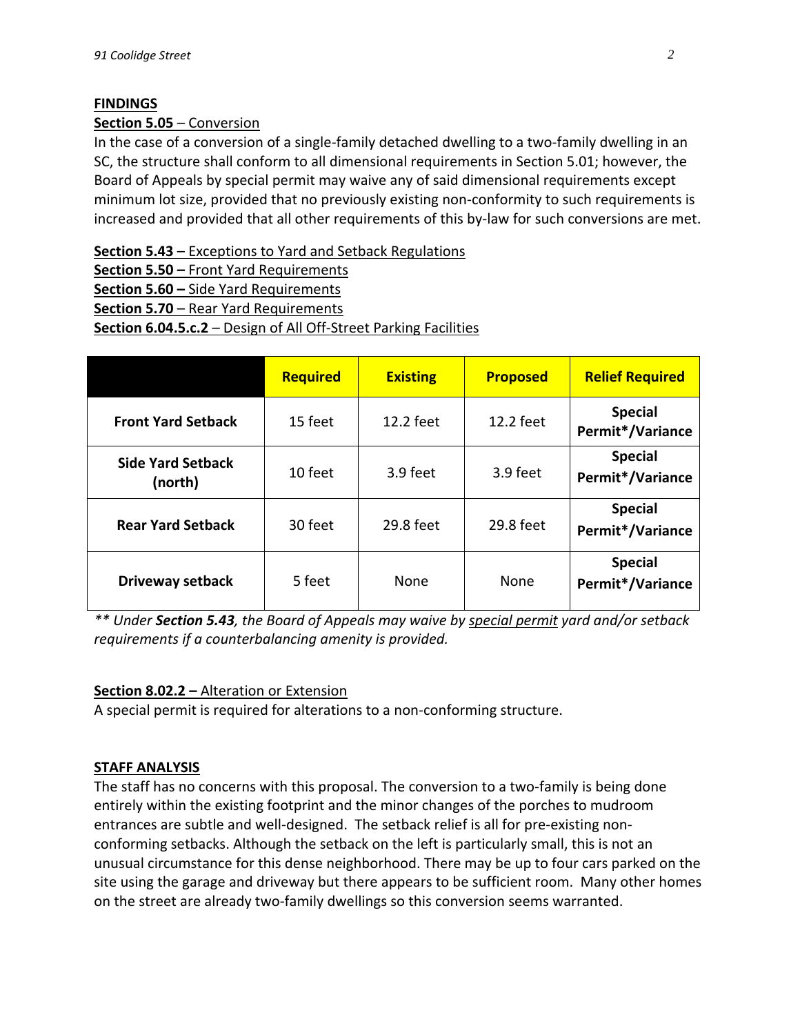**FINDINGS**

**Section 5.05** – Conversion

In the case of a conversion of a single-family detached dwelling to a two-family dwelling in an SC, the structure shall conform to all dimensional requirements in Section 5.01; however, the Board of Appeals by special permit may waive any of said dimensional requirements except minimum lot size, provided that no previously existing non-conformity to such requirements is increased and provided that all other requirements of this by-law for such conversions are met.

**Section 5.43** – Exceptions to Yard and Setback Regulations
**Section 5.50 –** Front Yard Requirements
**Section 5.60 –** Side Yard Requirements
**Section 5.70** – Rear Yard Requirements
**Section 6.04.5.c.2** – Design of All Off-Street Parking Facilities

| | **Required** | **Existing** | **Proposed** | **Relief Required** |
|---|---|---|---|---|
| **Front Yard Setback** | 15 feet | 12.2 feet | 12.2 feet | **Special Permit*/Variance** |
| **Side Yard Setback (north)** | 10 feet | 3.9 feet | 3.9 feet | **Special Permit*/Variance** |
| **Rear Yard Setback** | 30 feet | 29.8 feet | 29.8 feet | **Special Permit*/Variance** |
| **Driveway setback** | 5 feet | None | None | **Special Permit*/Variance** |

*** Under **Section 5.43**, the Board of Appeals may waive by special permit yard and/or setback requirements if a counterbalancing amenity is provided.*

**Section 8.02.2 –** Alteration or Extension

A special permit is required for alterations to a non-conforming structure.

**STAFF ANALYSIS**

The staff has no concerns with this proposal. The conversion to a two-family is being done entirely within the existing footprint and the minor changes of the porches to mudroom entrances are subtle and well-designed. The setback relief is all for pre-existing non-conforming setbacks. Although the setback on the left is particularly small, this is not an unusual circumstance for this dense neighborhood. There may be up to four cars parked on the site using the garage and driveway but there appears to be sufficient room. Many other homes on the street are already two-family dwellings so this conversion seems warranted.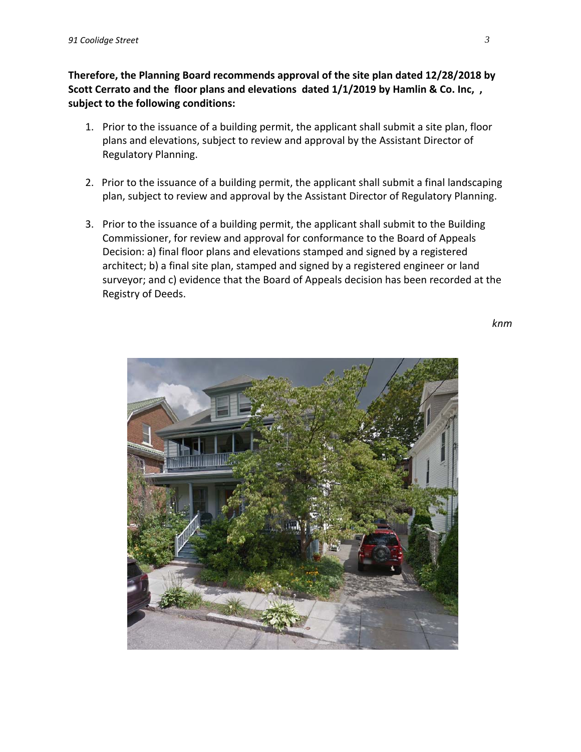**Therefore, the Planning Board recommends approval of the site plan dated 12/28/2018 by Scott Cerrato and the floor plans and elevations dated 1/1/2019 by Hamlin & Co. Inc, , subject to the following conditions:**

1. Prior to the issuance of a building permit, the applicant shall submit a site plan, floor plans and elevations, subject to review and approval by the Assistant Director of Regulatory Planning.

2. Prior to the issuance of a building permit, the applicant shall submit a final landscaping plan, subject to review and approval by the Assistant Director of Regulatory Planning.

3. Prior to the issuance of a building permit, the applicant shall submit to the Building Commissioner, for review and approval for conformance to the Board of Appeals Decision: a) final floor plans and elevations stamped and signed by a registered architect; b) a final site plan, stamped and signed by a registered engineer or land surveyor; and c) evidence that the Board of Appeals decision has been recorded at the Registry of Deeds.

*knm*